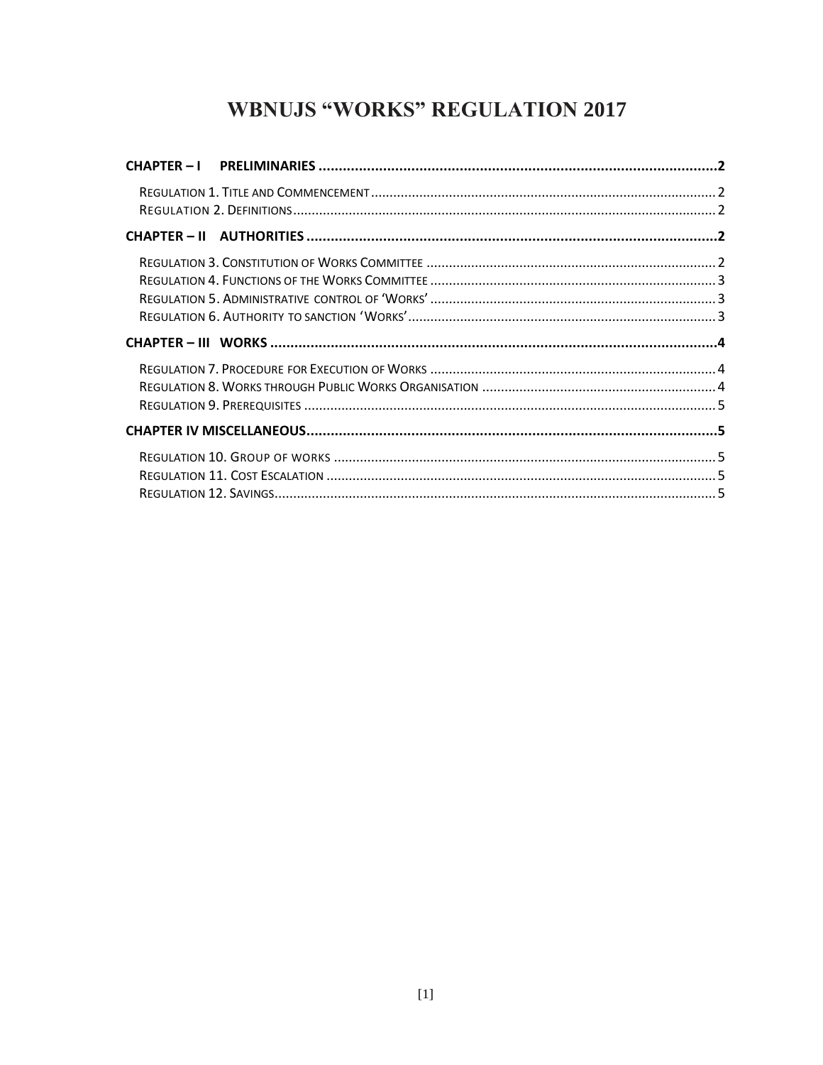# WBNUJS "WORKS" REGULATION 2017

**CHAPTER – I PRELIMINARIES** .......... 2

- Regulation 1. Title and Commencement .......... 2
- Regulation 2. Definitions .......... 2

**CHAPTER – II AUTHORITIES** .......... 2

- Regulation 3. Constitution of Works Committee .......... 2
- Regulation 4. Functions of the Works Committee .......... 3
- Regulation 5. Administrative control of 'Works' .......... 3
- Regulation 6. Authority to sanction 'Works' .......... 3

**CHAPTER – III WORKS** .......... 4

- Regulation 7. Procedure for Execution of Works .......... 4
- Regulation 8. Works through Public Works Organisation .......... 4
- Regulation 9. Prerequisites .......... 5

**CHAPTER IV MISCELLANEOUS** .......... 5

- Regulation 10. Group of works .......... 5
- Regulation 11. Cost Escalation .......... 5
- Regulation 12. Savings .......... 5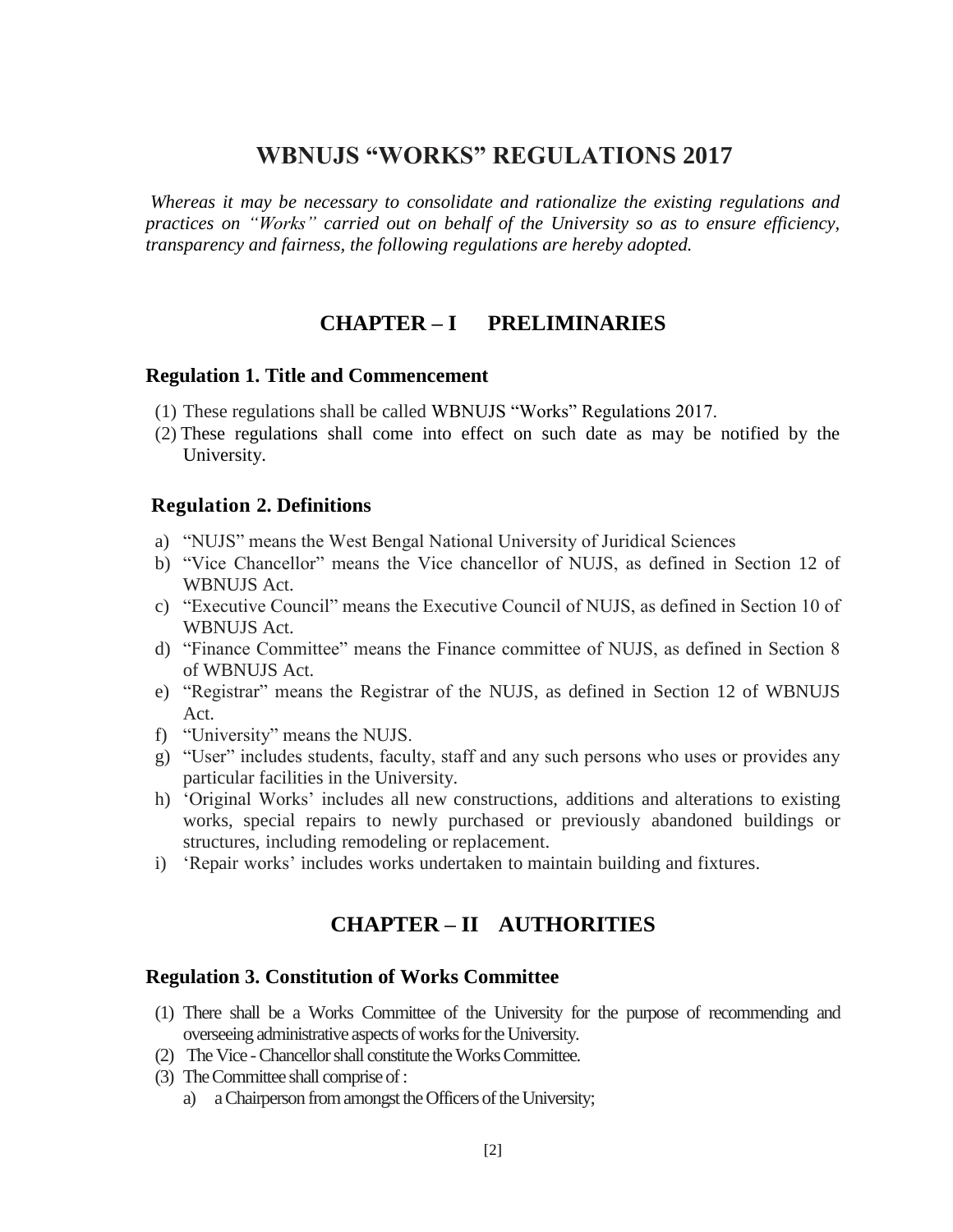# WBNUJS "WORKS" REGULATIONS 2017

*Whereas it may be necessary to consolidate and rationalize the existing regulations and practices on "Works" carried out on behalf of the University so as to ensure efficiency, transparency and fairness, the following regulations are hereby adopted.*

## CHAPTER – I PRELIMINARIES

### Regulation 1. Title and Commencement

(1) These regulations shall be called WBNUJS "Works" Regulations 2017.
(2) These regulations shall come into effect on such date as may be notified by the University.

### Regulation 2. Definitions

a) "NUJS" means the West Bengal National University of Juridical Sciences
b) "Vice Chancellor" means the Vice chancellor of NUJS, as defined in Section 12 of WBNUJS Act.
c) "Executive Council" means the Executive Council of NUJS, as defined in Section 10 of WBNUJS Act.
d) "Finance Committee" means the Finance committee of NUJS, as defined in Section 8 of WBNUJS Act.
e) "Registrar" means the Registrar of the NUJS, as defined in Section 12 of WBNUJS Act.
f) "University" means the NUJS.
g) "User" includes students, faculty, staff and any such persons who uses or provides any particular facilities in the University.
h) 'Original Works' includes all new constructions, additions and alterations to existing works, special repairs to newly purchased or previously abandoned buildings or structures, including remodeling or replacement.
i) 'Repair works' includes works undertaken to maintain building and fixtures.

## CHAPTER – II AUTHORITIES

### Regulation 3. Constitution of Works Committee

(1) There shall be a Works Committee of the University for the purpose of recommending and overseeing administrative aspects of works for the University.
(2) The Vice - Chancellor shall constitute the Works Committee.
(3) The Committee shall comprise of :
    a) a Chairperson from amongst the Officers of the University;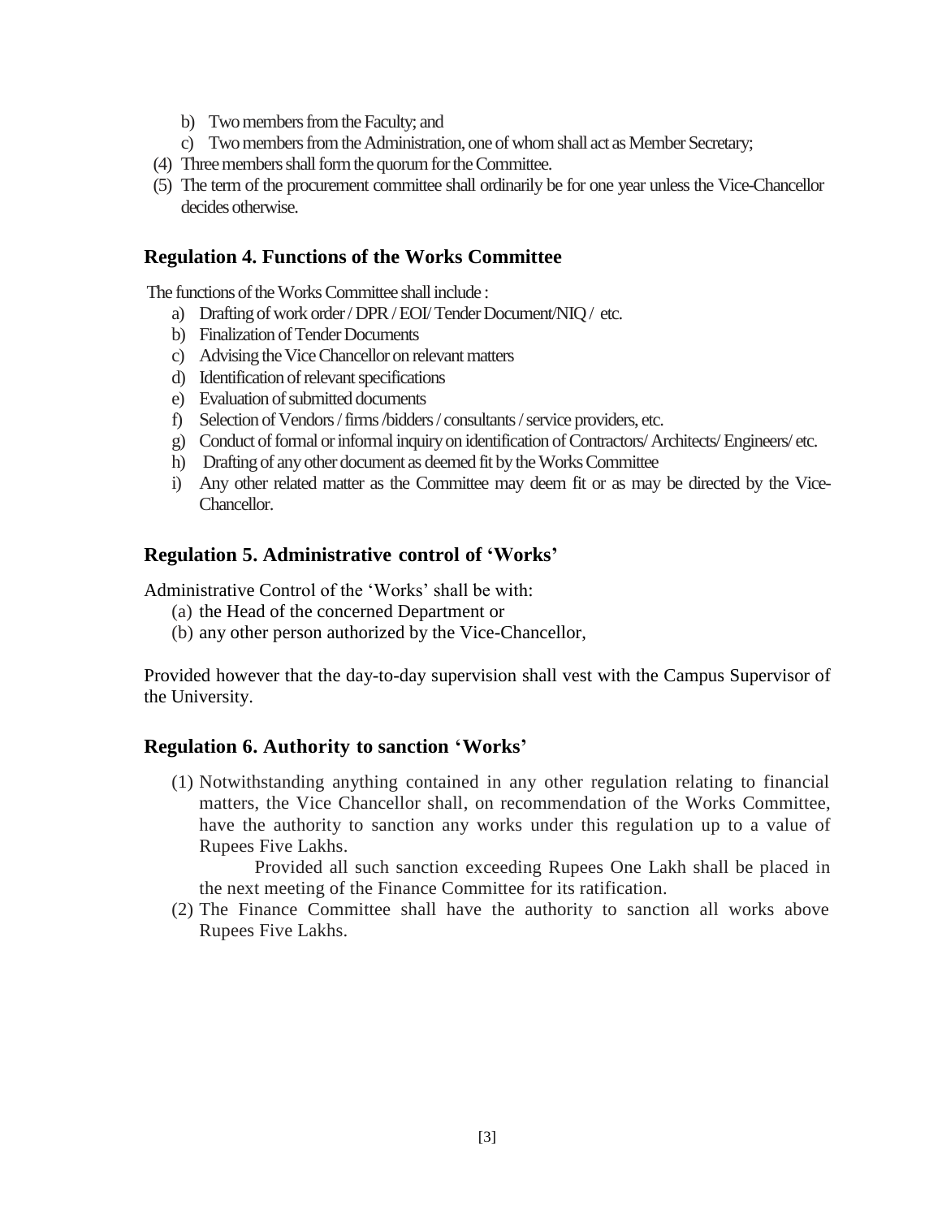b) Two members from the Faculty; and

c) Two members from the Administration, one of whom shall act as Member Secretary;

(4) Three members shall form the quorum for the Committee.

(5) The term of the procurement committee shall ordinarily be for one year unless the Vice-Chancellor decides otherwise.

### Regulation 4. Functions of the Works Committee

The functions of the Works Committee shall include :

a) Drafting of work order / DPR / EOI/ Tender Document/NIQ / etc.
b) Finalization of Tender Documents
c) Advising the Vice Chancellor on relevant matters
d) Identification of relevant specifications
e) Evaluation of submitted documents
f) Selection of Vendors / firms /bidders / consultants / service providers, etc.
g) Conduct of formal or informal inquiry on identification of Contractors/ Architects/ Engineers/ etc.
h) Drafting of any other document as deemed fit by the Works Committee
i) Any other related matter as the Committee may deem fit or as may be directed by the Vice-Chancellor.

### Regulation 5. Administrative control of 'Works'

Administrative Control of the 'Works' shall be with:

(a) the Head of the concerned Department or

(b) any other person authorized by the Vice-Chancellor,

Provided however that the day-to-day supervision shall vest with the Campus Supervisor of the University.

### Regulation 6. Authority to sanction 'Works'

(1) Notwithstanding anything contained in any other regulation relating to financial matters, the Vice Chancellor shall, on recommendation of the Works Committee, have the authority to sanction any works under this regulation up to a value of Rupees Five Lakhs.

Provided all such sanction exceeding Rupees One Lakh shall be placed in the next meeting of the Finance Committee for its ratification.

(2) The Finance Committee shall have the authority to sanction all works above Rupees Five Lakhs.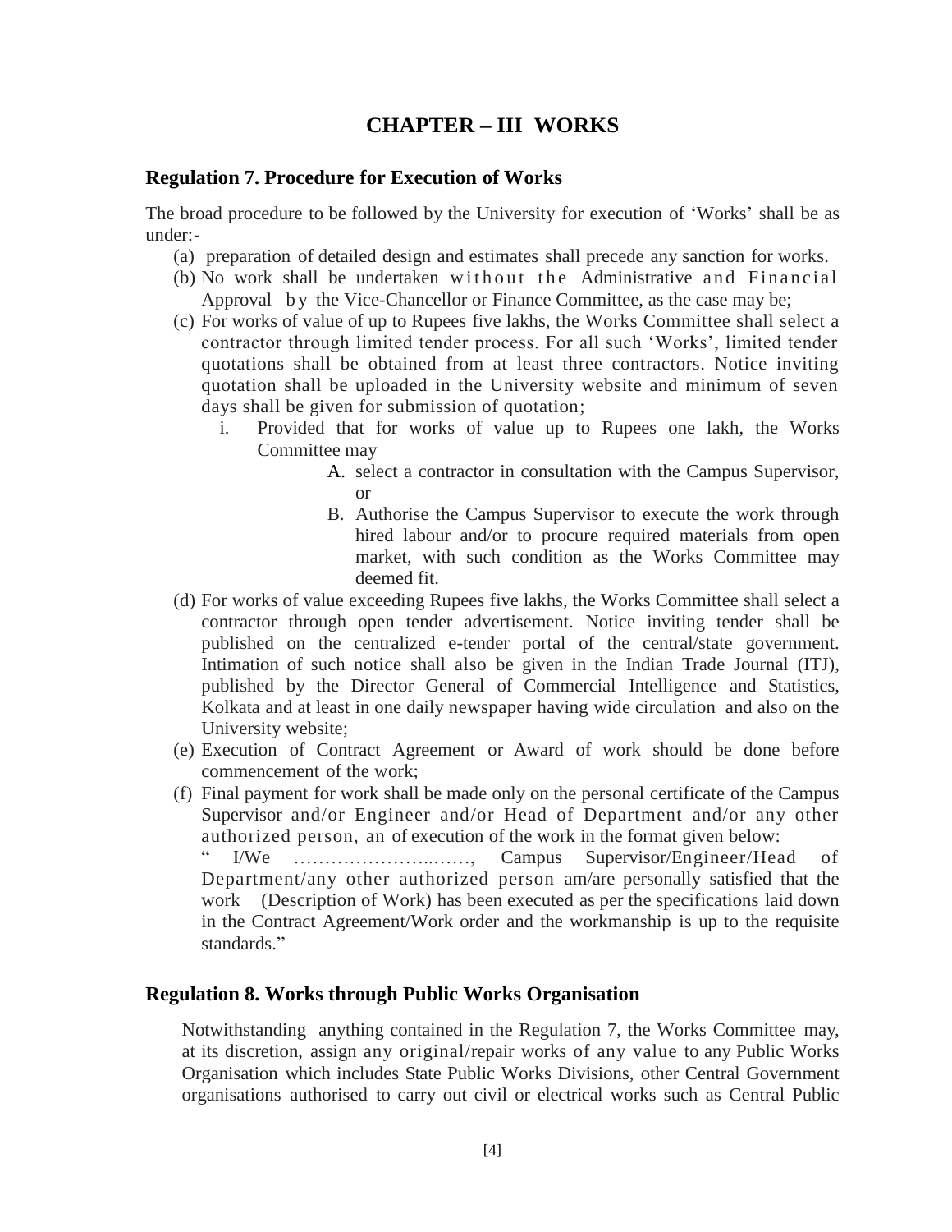# CHAPTER – III WORKS

## Regulation 7. Procedure for Execution of Works

The broad procedure to be followed by the University for execution of 'Works' shall be as under:-

(a) preparation of detailed design and estimates shall precede any sanction for works.

(b) No work shall be undertaken without the Administrative and Financial Approval by the Vice-Chancellor or Finance Committee, as the case may be;

(c) For works of value of up to Rupees five lakhs, the Works Committee shall select a contractor through limited tender process. For all such 'Works', limited tender quotations shall be obtained from at least three contractors. Notice inviting quotation shall be uploaded in the University website and minimum of seven days shall be given for submission of quotation;

  i. Provided that for works of value up to Rupees one lakh, the Works Committee may

    A. select a contractor in consultation with the Campus Supervisor, or

    B. Authorise the Campus Supervisor to execute the work through hired labour and/or to procure required materials from open market, with such condition as the Works Committee may deemed fit.

(d) For works of value exceeding Rupees five lakhs, the Works Committee shall select a contractor through open tender advertisement. Notice inviting tender shall be published on the centralized e-tender portal of the central/state government. Intimation of such notice shall also be given in the Indian Trade Journal (ITJ), published by the Director General of Commercial Intelligence and Statistics, Kolkata and at least in one daily newspaper having wide circulation and also on the University website;

(e) Execution of Contract Agreement or Award of work should be done before commencement of the work;

(f) Final payment for work shall be made only on the personal certificate of the Campus Supervisor and/or Engineer and/or Head of Department and/or any other authorized person, an of execution of the work in the format given below:

" I/We ………………….……., Campus Supervisor/Engineer/Head of Department/any other authorized person am/are personally satisfied that the work (Description of Work) has been executed as per the specifications laid down in the Contract Agreement/Work order and the workmanship is up to the requisite standards."

## Regulation 8. Works through Public Works Organisation

Notwithstanding anything contained in the Regulation 7, the Works Committee may, at its discretion, assign any original/repair works of any value to any Public Works Organisation which includes State Public Works Divisions, other Central Government organisations authorised to carry out civil or electrical works such as Central Public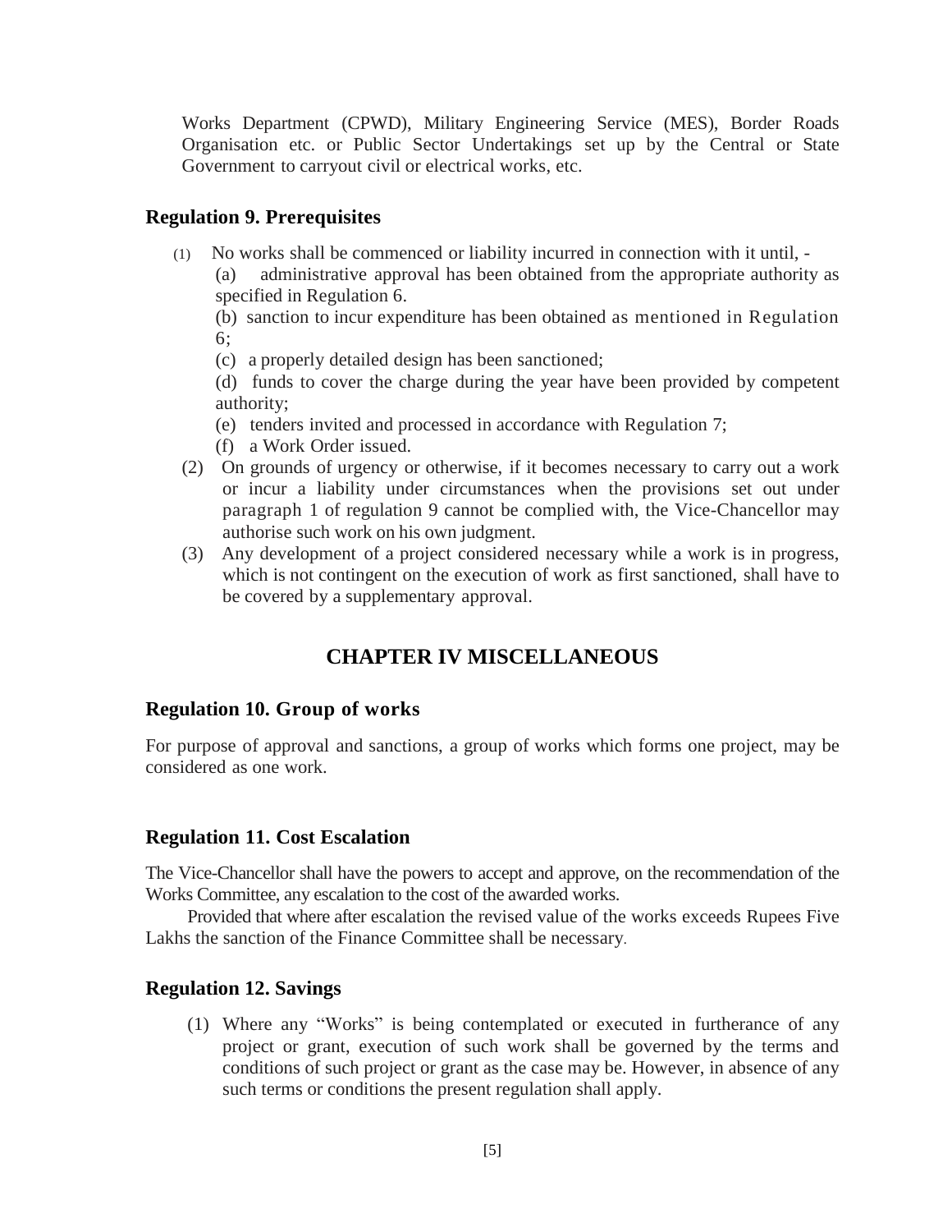Works Department (CPWD), Military Engineering Service (MES), Border Roads Organisation etc. or Public Sector Undertakings set up by the Central or State Government to carryout civil or electrical works, etc.

### Regulation 9. Prerequisites

(1) No works shall be commenced or liability incurred in connection with it until, -

(a) administrative approval has been obtained from the appropriate authority as specified in Regulation 6.

(b) sanction to incur expenditure has been obtained as mentioned in Regulation 6;

(c) a properly detailed design has been sanctioned;

(d) funds to cover the charge during the year have been provided by competent authority;

(e) tenders invited and processed in accordance with Regulation 7;

(f) a Work Order issued.

(2) On grounds of urgency or otherwise, if it becomes necessary to carry out a work or incur a liability under circumstances when the provisions set out under paragraph 1 of regulation 9 cannot be complied with, the Vice-Chancellor may authorise such work on his own judgment.

(3) Any development of a project considered necessary while a work is in progress, which is not contingent on the execution of work as first sanctioned, shall have to be covered by a supplementary approval.

## CHAPTER IV MISCELLANEOUS

### Regulation 10. Group of works

For purpose of approval and sanctions, a group of works which forms one project, may be considered as one work.

### Regulation 11. Cost Escalation

The Vice-Chancellor shall have the powers to accept and approve, on the recommendation of the Works Committee, any escalation to the cost of the awarded works.

Provided that where after escalation the revised value of the works exceeds Rupees Five Lakhs the sanction of the Finance Committee shall be necessary.

### Regulation 12. Savings

(1) Where any "Works" is being contemplated or executed in furtherance of any project or grant, execution of such work shall be governed by the terms and conditions of such project or grant as the case may be. However, in absence of any such terms or conditions the present regulation shall apply.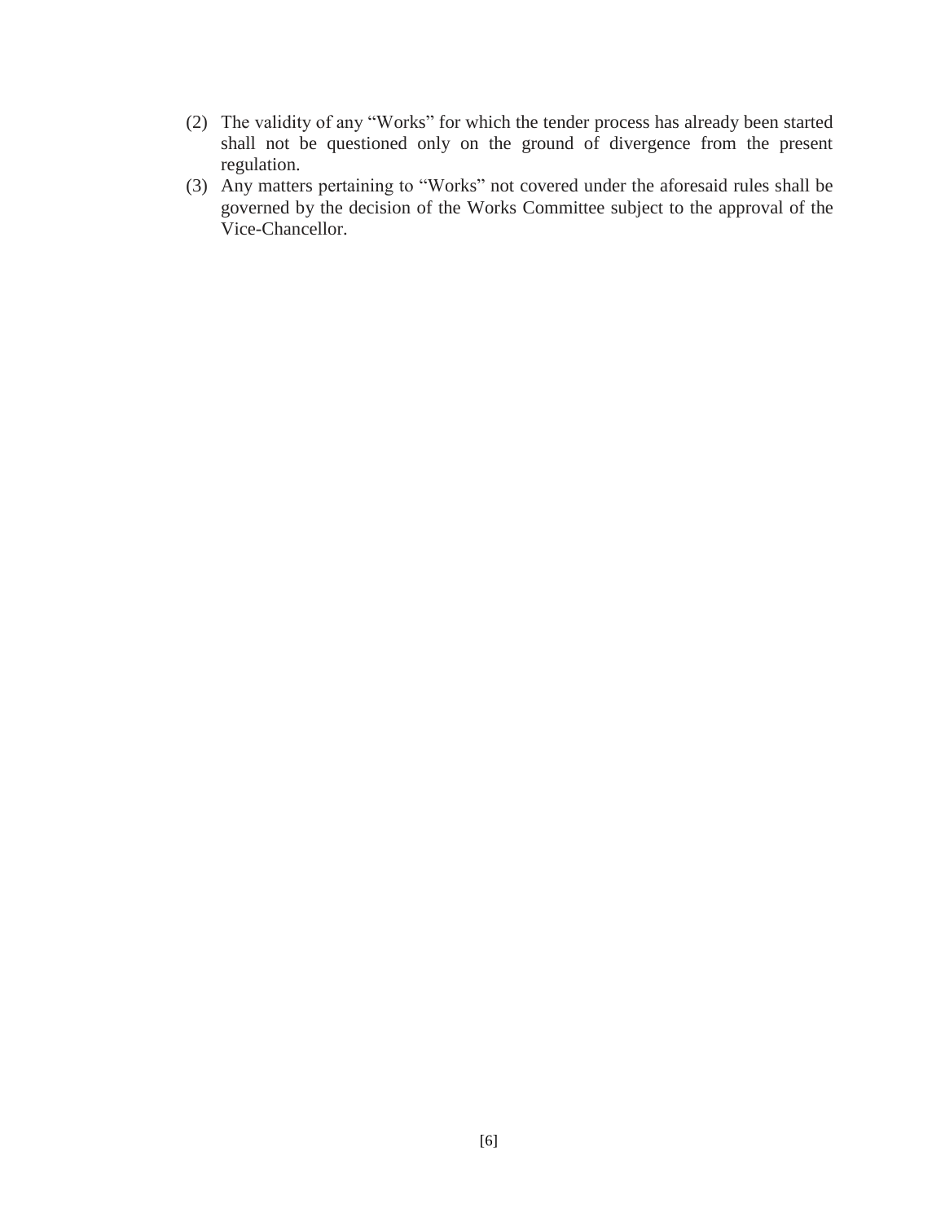(2) The validity of any "Works" for which the tender process has already been started shall not be questioned only on the ground of divergence from the present regulation.

(3) Any matters pertaining to "Works" not covered under the aforesaid rules shall be governed by the decision of the Works Committee subject to the approval of the Vice-Chancellor.